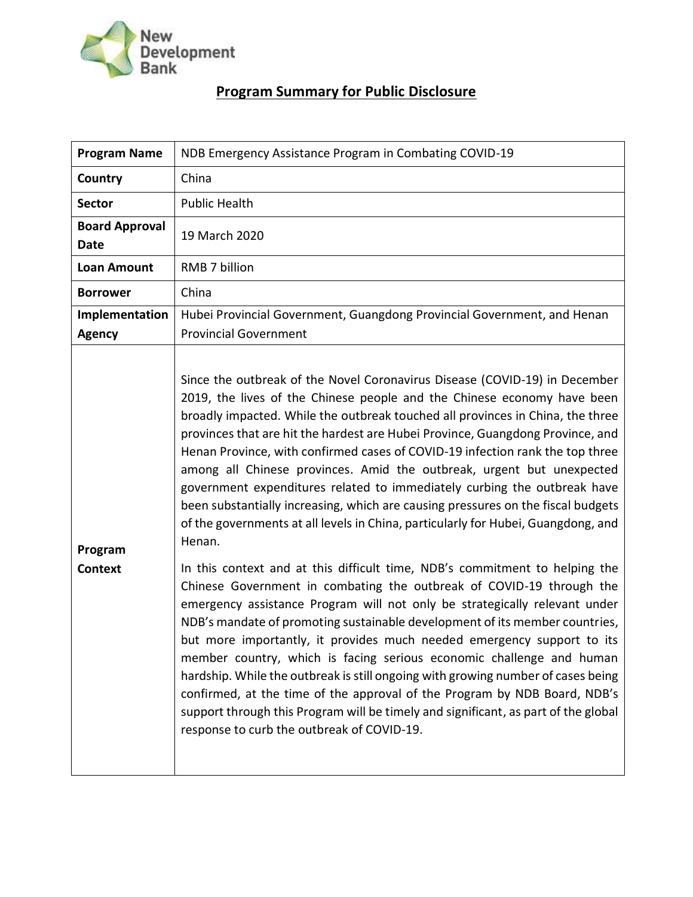# Program Summary for Public Disclosure

| **Program Name** | NDB Emergency Assistance Program in Combating COVID-19 |
|---|---|
| **Country** | China |
| **Sector** | Public Health |
| **Board Approval Date** | 19 March 2020 |
| **Loan Amount** | RMB 7 billion |
| **Borrower** | China |
| **Implementation Agency** | Hubei Provincial Government, Guangdong Provincial Government, and Henan Provincial Government |
| **Program Context** | Since the outbreak of the Novel Coronavirus Disease (COVID-19) in December 2019, the lives of the Chinese people and the Chinese economy have been broadly impacted. While the outbreak touched all provinces in China, the three provinces that are hit the hardest are Hubei Province, Guangdong Province, and Henan Province, with confirmed cases of COVID-19 infection rank the top three among all Chinese provinces. Amid the outbreak, urgent but unexpected government expenditures related to immediately curbing the outbreak have been substantially increasing, which are causing pressures on the fiscal budgets of the governments at all levels in China, particularly for Hubei, Guangdong, and Henan.<br><br>In this context and at this difficult time, NDB's commitment to helping the Chinese Government in combating the outbreak of COVID-19 through the emergency assistance Program will not only be strategically relevant under NDB's mandate of promoting sustainable development of its member countries, but more importantly, it provides much needed emergency support to its member country, which is facing serious economic challenge and human hardship. While the outbreak is still ongoing with growing number of cases being confirmed, at the time of the approval of the Program by NDB Board, NDB's support through this Program will be timely and significant, as part of the global response to curb the outbreak of COVID-19. |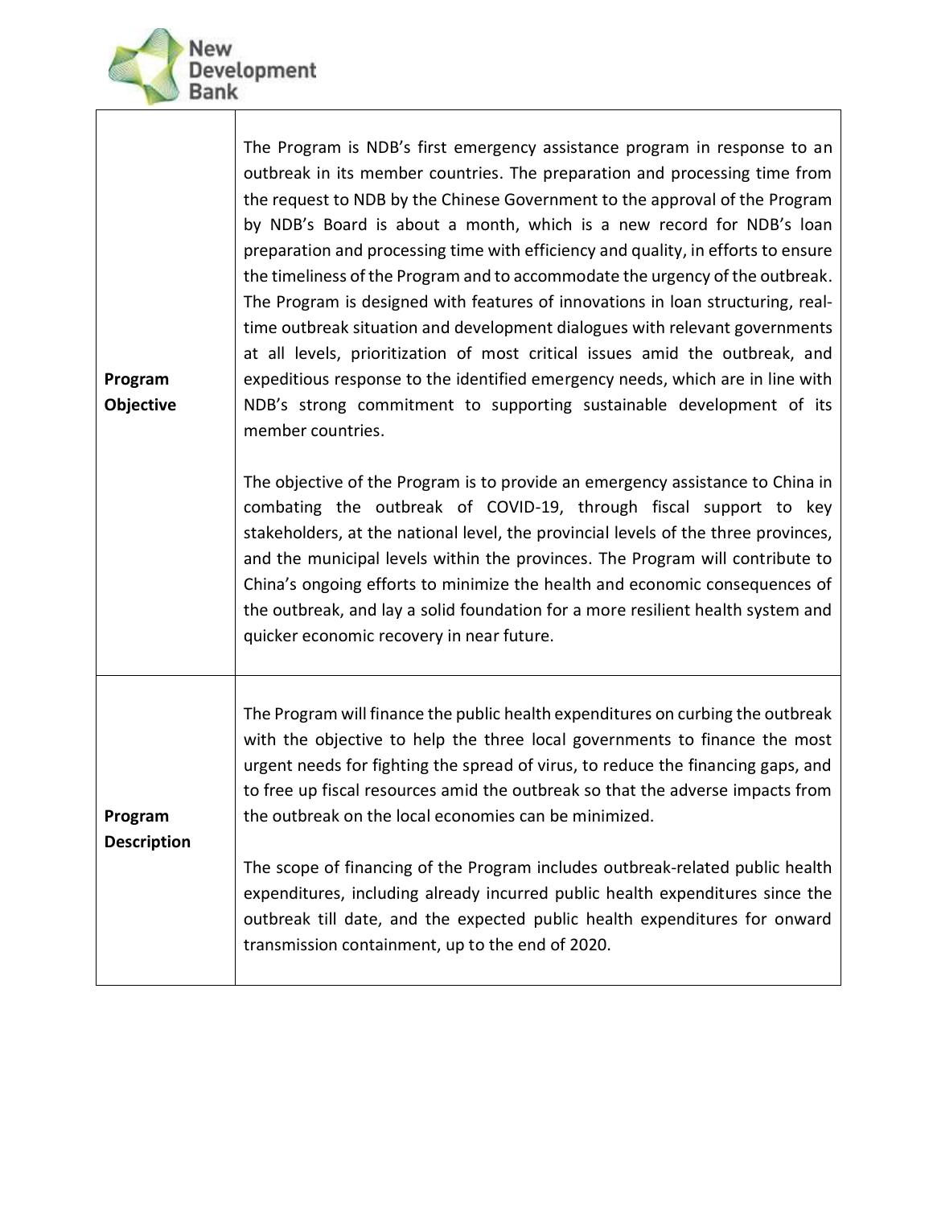| | |
|---|---|
| **Program Objective** | The Program is NDB's first emergency assistance program in response to an outbreak in its member countries. The preparation and processing time from the request to NDB by the Chinese Government to the approval of the Program by NDB's Board is about a month, which is a new record for NDB's loan preparation and processing time with efficiency and quality, in efforts to ensure the timeliness of the Program and to accommodate the urgency of the outbreak. The Program is designed with features of innovations in loan structuring, real-time outbreak situation and development dialogues with relevant governments at all levels, prioritization of most critical issues amid the outbreak, and expeditious response to the identified emergency needs, which are in line with NDB's strong commitment to supporting sustainable development of its member countries.<br><br>The objective of the Program is to provide an emergency assistance to China in combating the outbreak of COVID-19, through fiscal support to key stakeholders, at the national level, the provincial levels of the three provinces, and the municipal levels within the provinces. The Program will contribute to China's ongoing efforts to minimize the health and economic consequences of the outbreak, and lay a solid foundation for a more resilient health system and quicker economic recovery in near future. |
| **Program Description** | The Program will finance the public health expenditures on curbing the outbreak with the objective to help the three local governments to finance the most urgent needs for fighting the spread of virus, to reduce the financing gaps, and to free up fiscal resources amid the outbreak so that the adverse impacts from the outbreak on the local economies can be minimized.<br><br>The scope of financing of the Program includes outbreak-related public health expenditures, including already incurred public health expenditures since the outbreak till date, and the expected public health expenditures for onward transmission containment, up to the end of 2020. |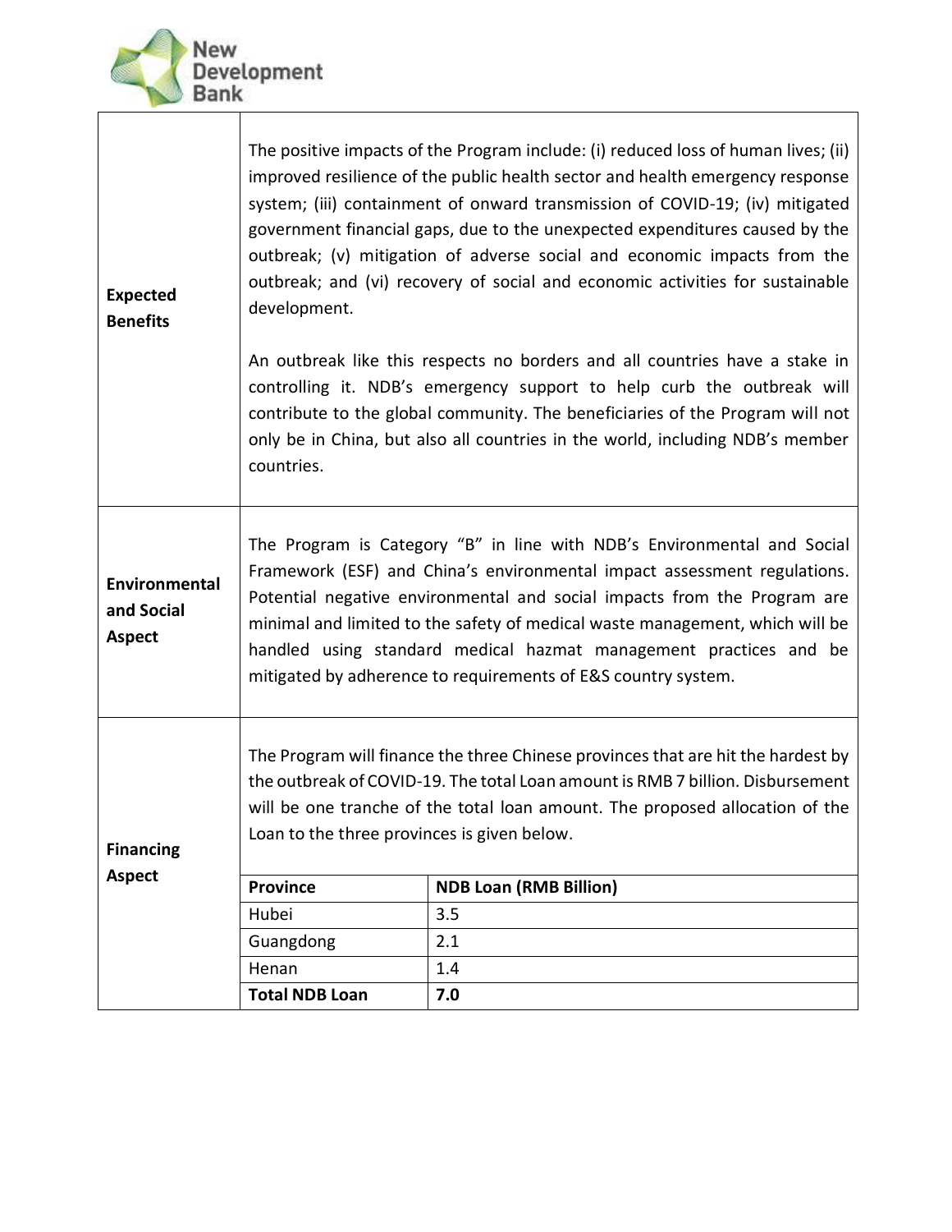| | |
|---|---|
| **Expected Benefits** | The positive impacts of the Program include: (i) reduced loss of human lives; (ii) improved resilience of the public health sector and health emergency response system; (iii) containment of onward transmission of COVID-19; (iv) mitigated government financial gaps, due to the unexpected expenditures caused by the outbreak; (v) mitigation of adverse social and economic impacts from the outbreak; and (vi) recovery of social and economic activities for sustainable development.<br><br>An outbreak like this respects no borders and all countries have a stake in controlling it. NDB's emergency support to help curb the outbreak will contribute to the global community. The beneficiaries of the Program will not only be in China, but also all countries in the world, including NDB's member countries. |
| **Environmental and Social Aspect** | The Program is Category "B" in line with NDB's Environmental and Social Framework (ESF) and China's environmental impact assessment regulations. Potential negative environmental and social impacts from the Program are minimal and limited to the safety of medical waste management, which will be handled using standard medical hazmat management practices and be mitigated by adherence to requirements of E&S country system. |
| **Financing Aspect** | The Program will finance the three Chinese provinces that are hit the hardest by the outbreak of COVID-19. The total Loan amount is RMB 7 billion. Disbursement will be one tranche of the total loan amount. The proposed allocation of the Loan to the three provinces is given below. |

| Province | NDB Loan (RMB Billion) |
|---|---|
| Hubei | 3.5 |
| Guangdong | 2.1 |
| Henan | 1.4 |
| **Total NDB Loan** | **7.0** |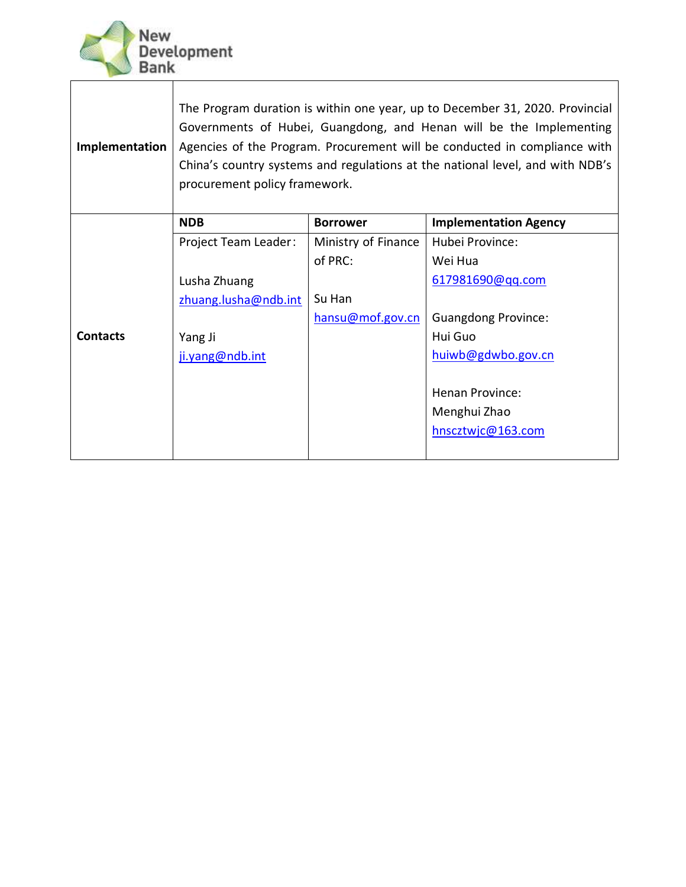| | | | |
|---|---|---|---|
| **Implementation** | The Program duration is within one year, up to December 31, 2020. Provincial Governments of Hubei, Guangdong, and Henan will be the Implementing Agencies of the Program. Procurement will be conducted in compliance with China's country systems and regulations at the national level, and with NDB's procurement policy framework. | | |
| **Contacts** | **NDB** | **Borrower** | **Implementation Agency** |
| | Project Team Leader:<br><br>Lusha Zhuang<br>zhuang.lusha@ndb.int<br><br>Yang Ji<br>ji.yang@ndb.int | Ministry of Finance of PRC:<br><br>Su Han<br>hansu@mof.gov.cn | Hubei Province:<br>Wei Hua<br>617981690@qq.com<br><br>Guangdong Province:<br>Hui Guo<br>huiwb@gdwbo.gov.cn<br><br>Henan Province:<br>Menghui Zhao<br>hnscztwjc@163.com |